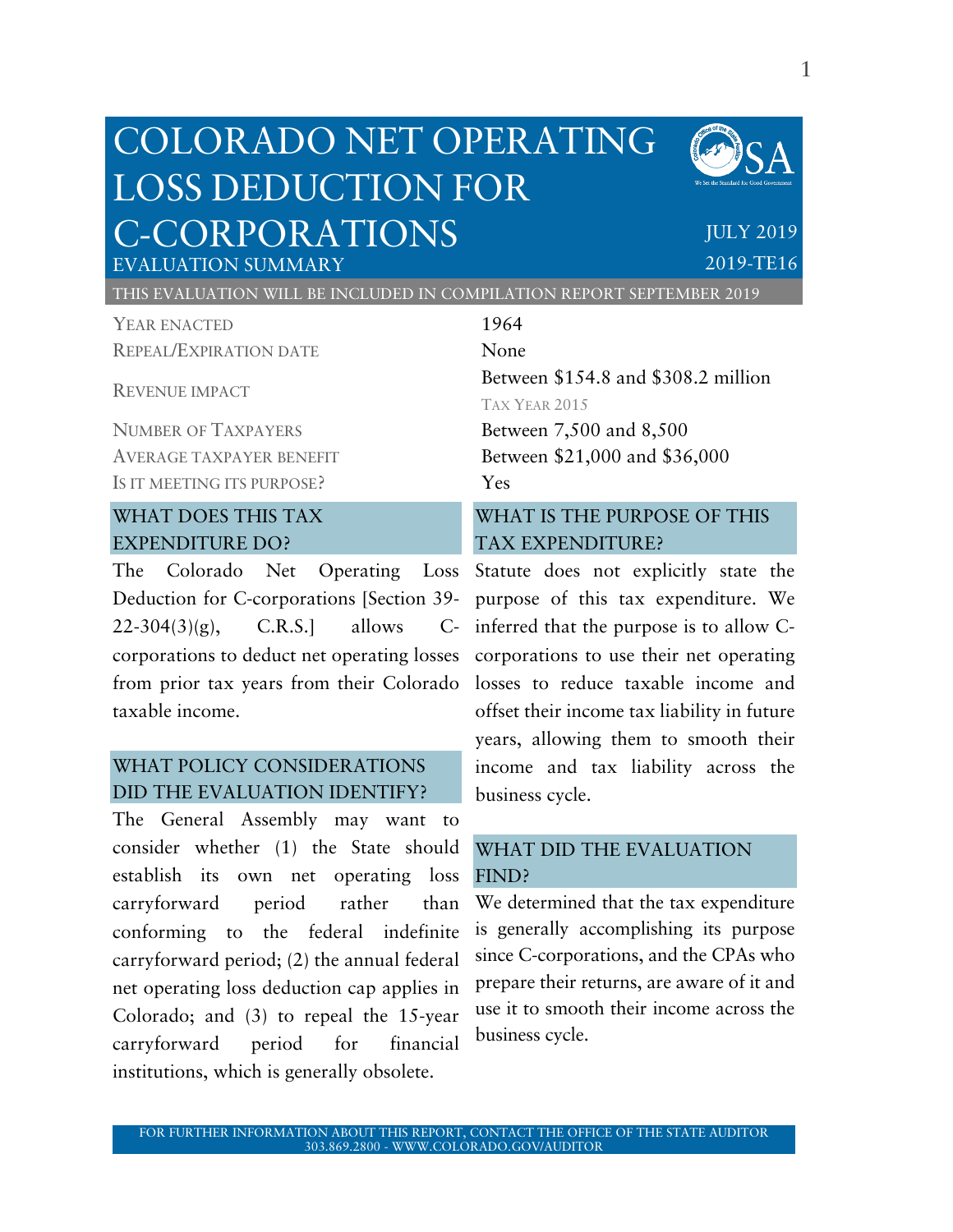# COLORADO NET OPERATING LOSS DEDUCTION FOR C-CORPORATIONS

EVALUATION SUMMARY

JULY 2019

2019-TE16

THIS EVALUATION WILL BE INCLUDED IN COMPILATION REPORT SEPTEMBER 2019

| | |
|---|---|
| YEAR ENACTED | 1964 |
| REPEAL/EXPIRATION DATE | None |
| REVENUE IMPACT | Between $154.8 and $308.2 million<br>TAX YEAR 2015 |
| NUMBER OF TAXPAYERS | Between 7,500 and 8,500 |
| AVERAGE TAXPAYER BENEFIT | Between $21,000 and $36,000 |
| IS IT MEETING ITS PURPOSE? | Yes |

## WHAT DOES THIS TAX EXPENDITURE DO?

The Colorado Net Operating Loss Deduction for C-corporations [Section 39-22-304(3)(g), C.R.S.] allows C-corporations to deduct net operating losses from prior tax years from their Colorado taxable income.

## WHAT POLICY CONSIDERATIONS DID THE EVALUATION IDENTIFY?

The General Assembly may want to consider whether (1) the State should establish its own net operating loss carryforward period rather than conforming to the federal indefinite carryforward period; (2) the annual federal net operating loss deduction cap applies in Colorado; and (3) to repeal the 15-year carryforward period for financial institutions, which is generally obsolete.

## WHAT IS THE PURPOSE OF THIS TAX EXPENDITURE?

Statute does not explicitly state the purpose of this tax expenditure. We inferred that the purpose is to allow C-corporations to use their net operating losses to reduce taxable income and offset their income tax liability in future years, allowing them to smooth their income and tax liability across the business cycle.

## WHAT DID THE EVALUATION FIND?

We determined that the tax expenditure is generally accomplishing its purpose since C-corporations, and the CPAs who prepare their returns, are aware of it and use it to smooth their income across the business cycle.

FOR FURTHER INFORMATION ABOUT THIS REPORT, CONTACT THE OFFICE OF THE STATE AUDITOR 303.869.2800 - WWW.COLORADO.GOV/AUDITOR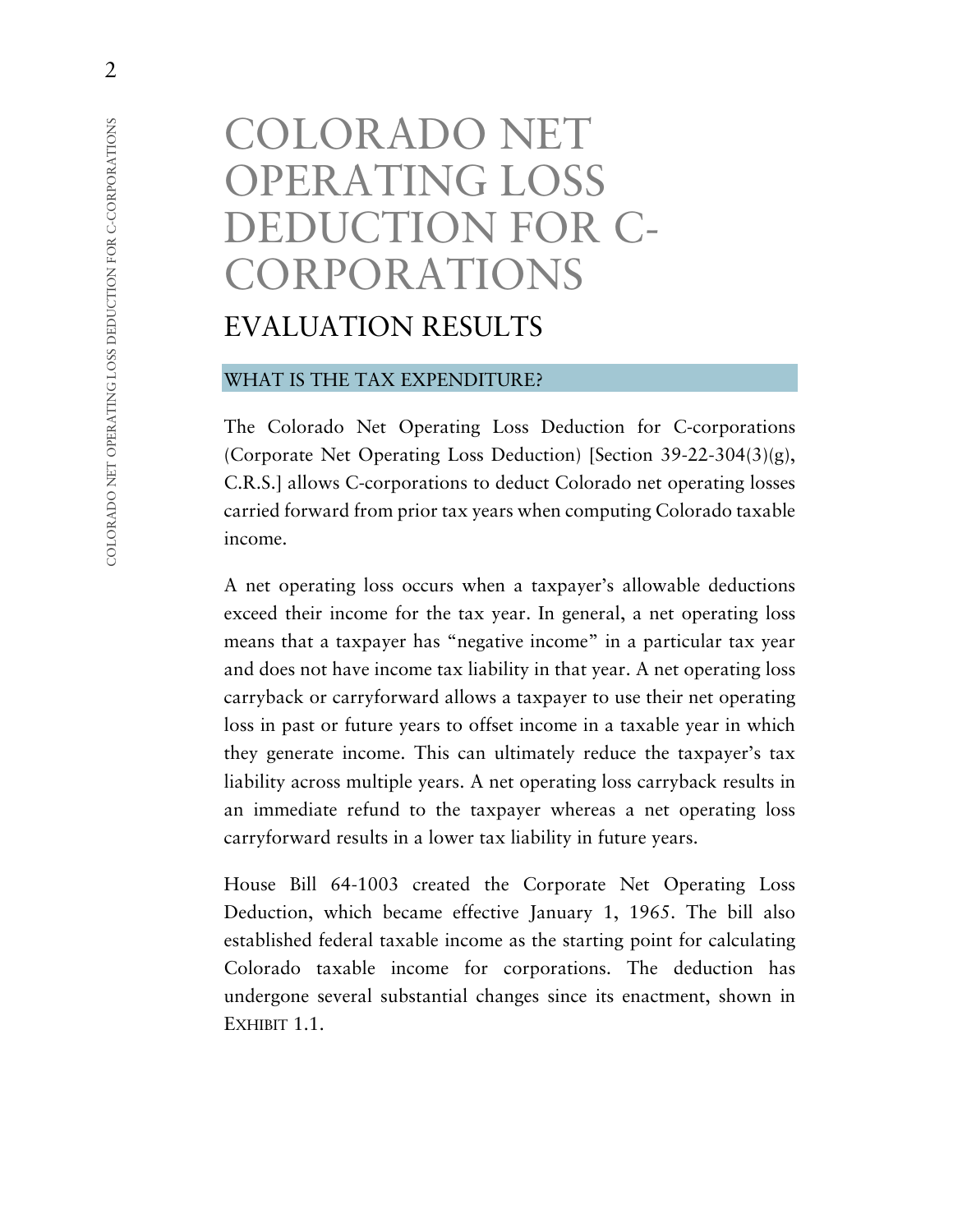# COLORADO NET OPERATING LOSS DEDUCTION FOR C-CORPORATIONS

## EVALUATION RESULTS

### WHAT IS THE TAX EXPENDITURE?

The Colorado Net Operating Loss Deduction for C-corporations (Corporate Net Operating Loss Deduction) [Section 39-22-304(3)(g), C.R.S.] allows C-corporations to deduct Colorado net operating losses carried forward from prior tax years when computing Colorado taxable income.

A net operating loss occurs when a taxpayer's allowable deductions exceed their income for the tax year. In general, a net operating loss means that a taxpayer has "negative income" in a particular tax year and does not have income tax liability in that year. A net operating loss carryback or carryforward allows a taxpayer to use their net operating loss in past or future years to offset income in a taxable year in which they generate income. This can ultimately reduce the taxpayer's tax liability across multiple years. A net operating loss carryback results in an immediate refund to the taxpayer whereas a net operating loss carryforward results in a lower tax liability in future years.

House Bill 64-1003 created the Corporate Net Operating Loss Deduction, which became effective January 1, 1965. The bill also established federal taxable income as the starting point for calculating Colorado taxable income for corporations. The deduction has undergone several substantial changes since its enactment, shown in EXHIBIT 1.1.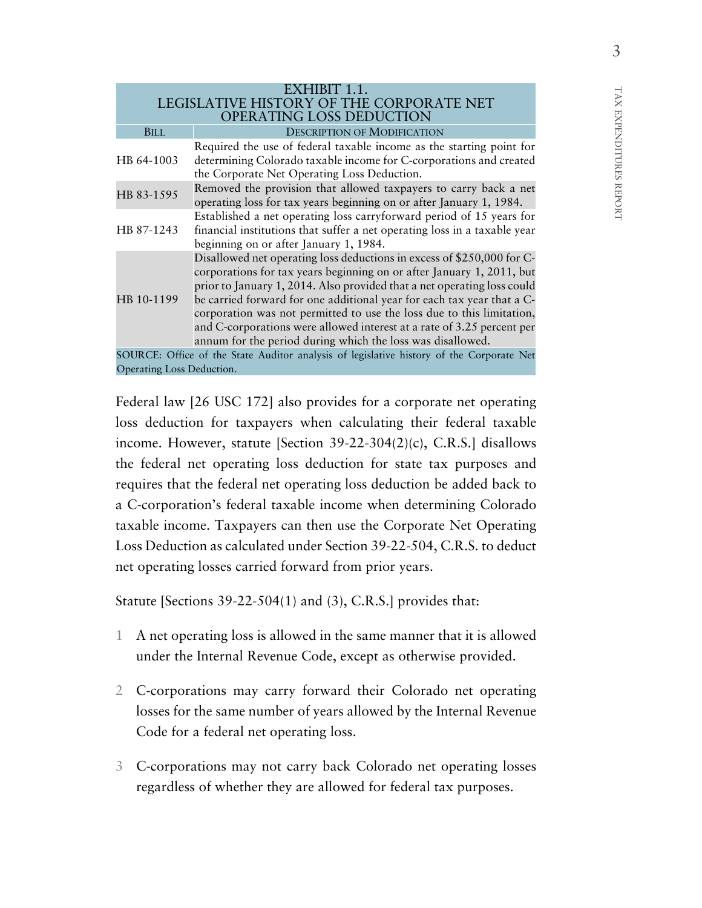**EXHIBIT 1.1.
LEGISLATIVE HISTORY OF THE CORPORATE NET OPERATING LOSS DEDUCTION**

| BILL | DESCRIPTION OF MODIFICATION |
|---|---|
| HB 64-1003 | Required the use of federal taxable income as the starting point for determining Colorado taxable income for C-corporations and created the Corporate Net Operating Loss Deduction. |
| HB 83-1595 | Removed the provision that allowed taxpayers to carry back a net operating loss for tax years beginning on or after January 1, 1984. |
| HB 87-1243 | Established a net operating loss carryforward period of 15 years for financial institutions that suffer a net operating loss in a taxable year beginning on or after January 1, 1984. |
| HB 10-1199 | Disallowed net operating loss deductions in excess of $250,000 for C-corporations for tax years beginning on or after January 1, 2011, but prior to January 1, 2014. Also provided that a net operating loss could be carried forward for one additional year for each tax year that a C-corporation was not permitted to use the loss due to this limitation, and C-corporations were allowed interest at a rate of 3.25 percent per annum for the period during which the loss was disallowed. |

SOURCE: Office of the State Auditor analysis of legislative history of the Corporate Net Operating Loss Deduction.

Federal law [26 USC 172] also provides for a corporate net operating loss deduction for taxpayers when calculating their federal taxable income. However, statute [Section 39-22-304(2)(c), C.R.S.] disallows the federal net operating loss deduction for state tax purposes and requires that the federal net operating loss deduction be added back to a C-corporation's federal taxable income when determining Colorado taxable income. Taxpayers can then use the Corporate Net Operating Loss Deduction as calculated under Section 39-22-504, C.R.S. to deduct net operating losses carried forward from prior years.

Statute [Sections 39-22-504(1) and (3), C.R.S.] provides that:

1. A net operating loss is allowed in the same manner that it is allowed under the Internal Revenue Code, except as otherwise provided.
2. C-corporations may carry forward their Colorado net operating losses for the same number of years allowed by the Internal Revenue Code for a federal net operating loss.
3. C-corporations may not carry back Colorado net operating losses regardless of whether they are allowed for federal tax purposes.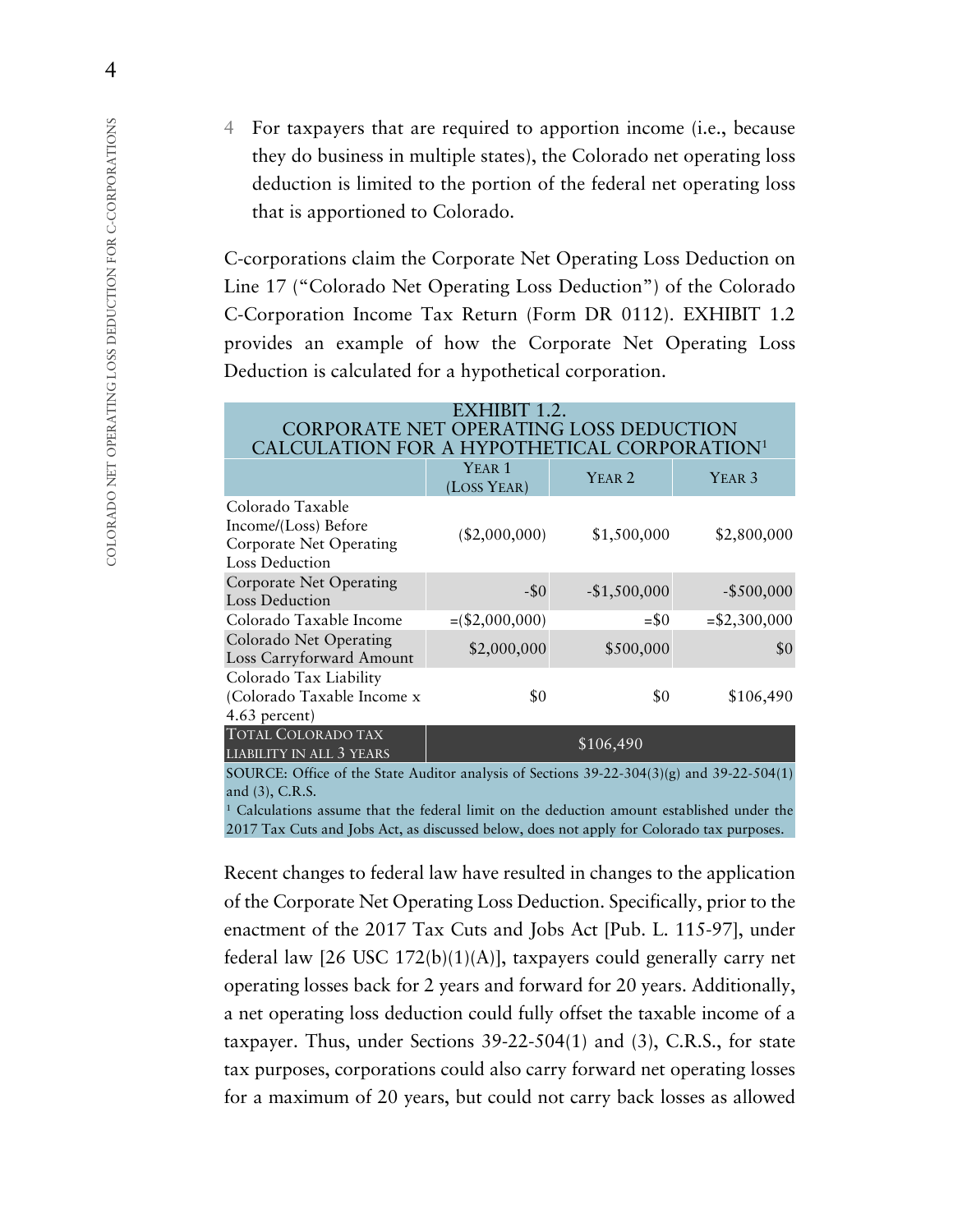4 For taxpayers that are required to apportion income (i.e., because they do business in multiple states), the Colorado net operating loss deduction is limited to the portion of the federal net operating loss that is apportioned to Colorado.

C-corporations claim the Corporate Net Operating Loss Deduction on Line 17 ("Colorado Net Operating Loss Deduction") of the Colorado C-Corporation Income Tax Return (Form DR 0112). EXHIBIT 1.2 provides an example of how the Corporate Net Operating Loss Deduction is calculated for a hypothetical corporation.

**EXHIBIT 1.2.**
**CORPORATE NET OPERATING LOSS DEDUCTION CALCULATION FOR A HYPOTHETICAL CORPORATION[1]**

| | Year 1 (Loss Year) | Year 2 | Year 3 |
|---|---|---|---|
| Colorado Taxable Income/(Loss) Before Corporate Net Operating Loss Deduction | ($2,000,000) | $1,500,000 | $2,800,000 |
| Corporate Net Operating Loss Deduction | -$0 | -$1,500,000 | -$500,000 |
| Colorado Taxable Income | =($2,000,000) | =$0 | =$2,300,000 |
| Colorado Net Operating Loss Carryforward Amount | $2,000,000 | $500,000 | $0 |
| Colorado Tax Liability (Colorado Taxable Income x 4.63 percent) | $0 | $0 | $106,490 |
| Total Colorado Tax Liability in All 3 Years | $106,490 | | |

SOURCE: Office of the State Auditor analysis of Sections 39-22-304(3)(g) and 39-22-504(1) and (3), C.R.S.
[1] Calculations assume that the federal limit on the deduction amount established under the 2017 Tax Cuts and Jobs Act, as discussed below, does not apply for Colorado tax purposes.

Recent changes to federal law have resulted in changes to the application of the Corporate Net Operating Loss Deduction. Specifically, prior to the enactment of the 2017 Tax Cuts and Jobs Act [Pub. L. 115-97], under federal law [26 USC 172(b)(1)(A)], taxpayers could generally carry net operating losses back for 2 years and forward for 20 years. Additionally, a net operating loss deduction could fully offset the taxable income of a taxpayer. Thus, under Sections 39-22-504(1) and (3), C.R.S., for state tax purposes, corporations could also carry forward net operating losses for a maximum of 20 years, but could not carry back losses as allowed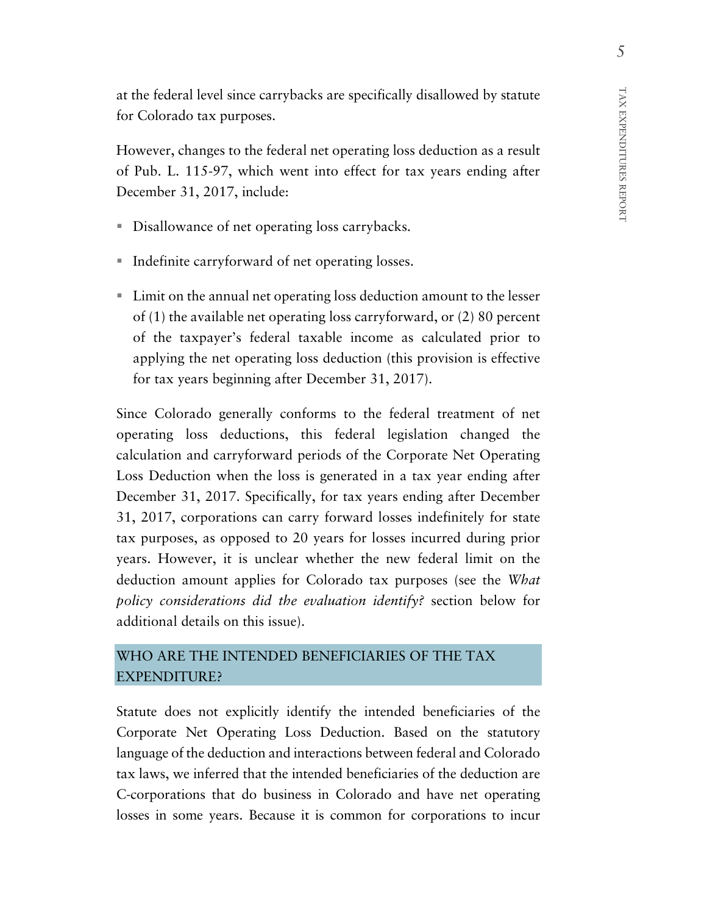at the federal level since carrybacks are specifically disallowed by statute for Colorado tax purposes.

However, changes to the federal net operating loss deduction as a result of Pub. L. 115-97, which went into effect for tax years ending after December 31, 2017, include:

- Disallowance of net operating loss carrybacks.
- Indefinite carryforward of net operating losses.
- Limit on the annual net operating loss deduction amount to the lesser of (1) the available net operating loss carryforward, or (2) 80 percent of the taxpayer's federal taxable income as calculated prior to applying the net operating loss deduction (this provision is effective for tax years beginning after December 31, 2017).

Since Colorado generally conforms to the federal treatment of net operating loss deductions, this federal legislation changed the calculation and carryforward periods of the Corporate Net Operating Loss Deduction when the loss is generated in a tax year ending after December 31, 2017. Specifically, for tax years ending after December 31, 2017, corporations can carry forward losses indefinitely for state tax purposes, as opposed to 20 years for losses incurred during prior years. However, it is unclear whether the new federal limit on the deduction amount applies for Colorado tax purposes (see the *What policy considerations did the evaluation identify?* section below for additional details on this issue).

## WHO ARE THE INTENDED BENEFICIARIES OF THE TAX EXPENDITURE?

Statute does not explicitly identify the intended beneficiaries of the Corporate Net Operating Loss Deduction. Based on the statutory language of the deduction and interactions between federal and Colorado tax laws, we inferred that the intended beneficiaries of the deduction are C-corporations that do business in Colorado and have net operating losses in some years. Because it is common for corporations to incur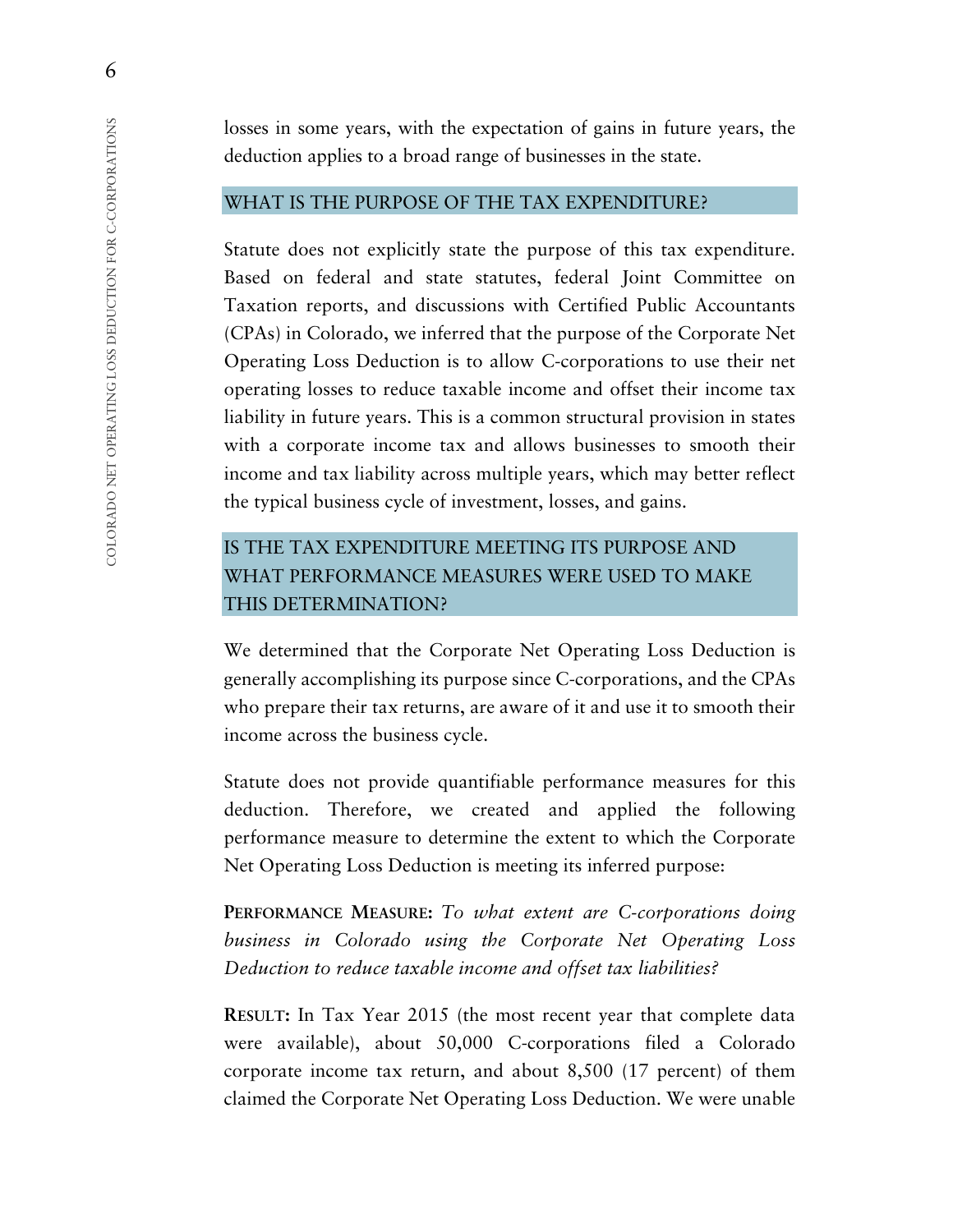losses in some years, with the expectation of gains in future years, the deduction applies to a broad range of businesses in the state.

## WHAT IS THE PURPOSE OF THE TAX EXPENDITURE?

Statute does not explicitly state the purpose of this tax expenditure. Based on federal and state statutes, federal Joint Committee on Taxation reports, and discussions with Certified Public Accountants (CPAs) in Colorado, we inferred that the purpose of the Corporate Net Operating Loss Deduction is to allow C-corporations to use their net operating losses to reduce taxable income and offset their income tax liability in future years. This is a common structural provision in states with a corporate income tax and allows businesses to smooth their income and tax liability across multiple years, which may better reflect the typical business cycle of investment, losses, and gains.

## IS THE TAX EXPENDITURE MEETING ITS PURPOSE AND WHAT PERFORMANCE MEASURES WERE USED TO MAKE THIS DETERMINATION?

We determined that the Corporate Net Operating Loss Deduction is generally accomplishing its purpose since C-corporations, and the CPAs who prepare their tax returns, are aware of it and use it to smooth their income across the business cycle.

Statute does not provide quantifiable performance measures for this deduction. Therefore, we created and applied the following performance measure to determine the extent to which the Corporate Net Operating Loss Deduction is meeting its inferred purpose:

**PERFORMANCE MEASURE:** *To what extent are C-corporations doing business in Colorado using the Corporate Net Operating Loss Deduction to reduce taxable income and offset tax liabilities?*

**RESULT:** In Tax Year 2015 (the most recent year that complete data were available), about 50,000 C-corporations filed a Colorado corporate income tax return, and about 8,500 (17 percent) of them claimed the Corporate Net Operating Loss Deduction. We were unable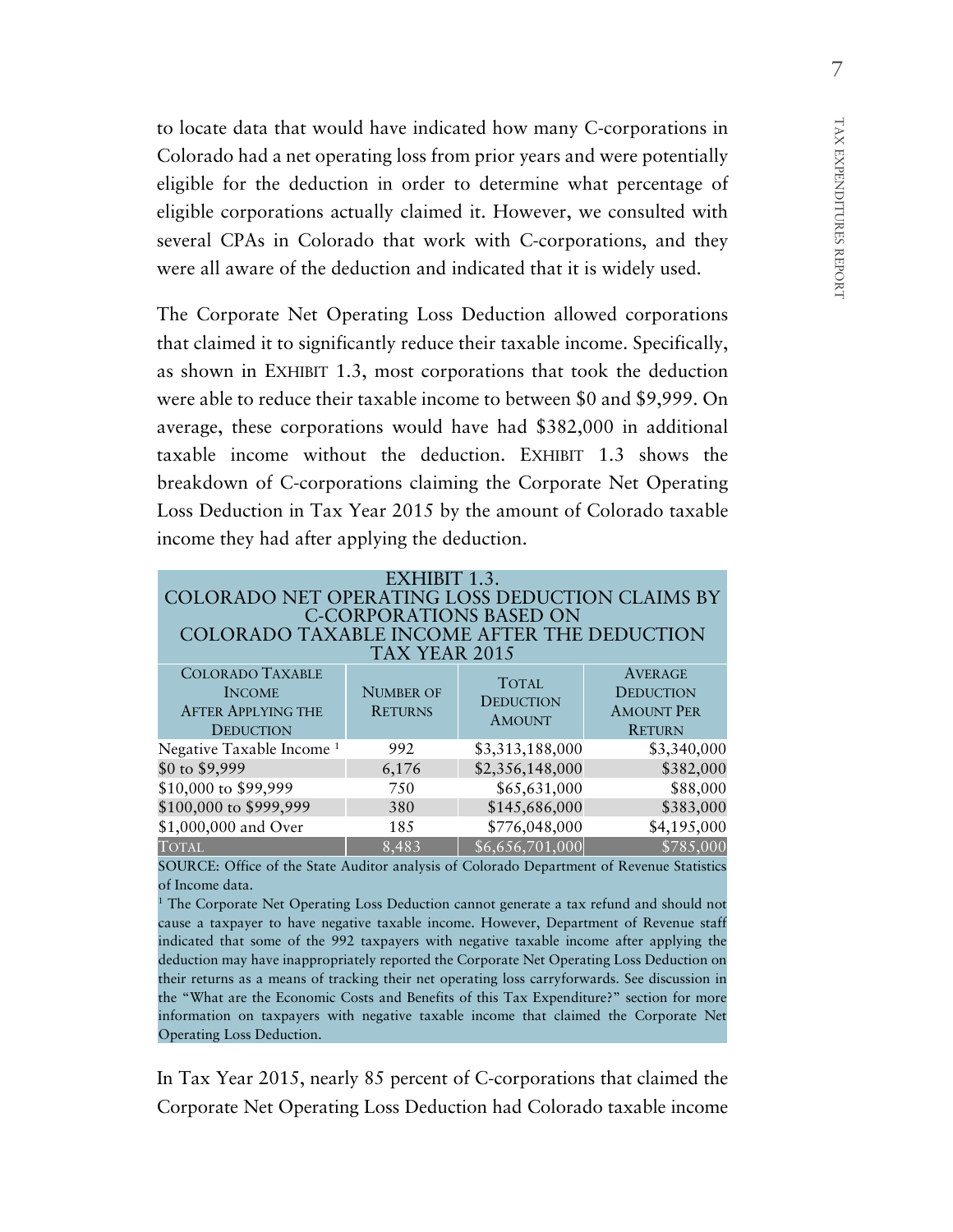to locate data that would have indicated how many C-corporations in Colorado had a net operating loss from prior years and were potentially eligible for the deduction in order to determine what percentage of eligible corporations actually claimed it. However, we consulted with several CPAs in Colorado that work with C-corporations, and they were all aware of the deduction and indicated that it is widely used.

The Corporate Net Operating Loss Deduction allowed corporations that claimed it to significantly reduce their taxable income. Specifically, as shown in EXHIBIT 1.3, most corporations that took the deduction were able to reduce their taxable income to between $0 and $9,999. On average, these corporations would have had $382,000 in additional taxable income without the deduction. EXHIBIT 1.3 shows the breakdown of C-corporations claiming the Corporate Net Operating Loss Deduction in Tax Year 2015 by the amount of Colorado taxable income they had after applying the deduction.

**EXHIBIT 1.3.**
**COLORADO NET OPERATING LOSS DEDUCTION CLAIMS BY C-CORPORATIONS BASED ON COLORADO TAXABLE INCOME AFTER THE DEDUCTION TAX YEAR 2015**

| Colorado Taxable Income After Applying the Deduction | Number of Returns | Total Deduction Amount | Average Deduction Amount Per Return |
|---|---|---|---|
| Negative Taxable Income [1] | 992 | $3,313,188,000 | $3,340,000 |
| $0 to $9,999 | 6,176 | $2,356,148,000 | $382,000 |
| $10,000 to $99,999 | 750 | $65,631,000 | $88,000 |
| $100,000 to $999,999 | 380 | $145,686,000 | $383,000 |
| $1,000,000 and Over | 185 | $776,048,000 | $4,195,000 |
| Total | 8,483 | $6,656,701,000 | $785,000 |

SOURCE: Office of the State Auditor analysis of Colorado Department of Revenue Statistics of Income data.

[1] The Corporate Net Operating Loss Deduction cannot generate a tax refund and should not cause a taxpayer to have negative taxable income. However, Department of Revenue staff indicated that some of the 992 taxpayers with negative taxable income after applying the deduction may have inappropriately reported the Corporate Net Operating Loss Deduction on their returns as a means of tracking their net operating loss carryforwards. See discussion in the "What are the Economic Costs and Benefits of this Tax Expenditure?" section for more information on taxpayers with negative taxable income that claimed the Corporate Net Operating Loss Deduction.

In Tax Year 2015, nearly 85 percent of C-corporations that claimed the Corporate Net Operating Loss Deduction had Colorado taxable income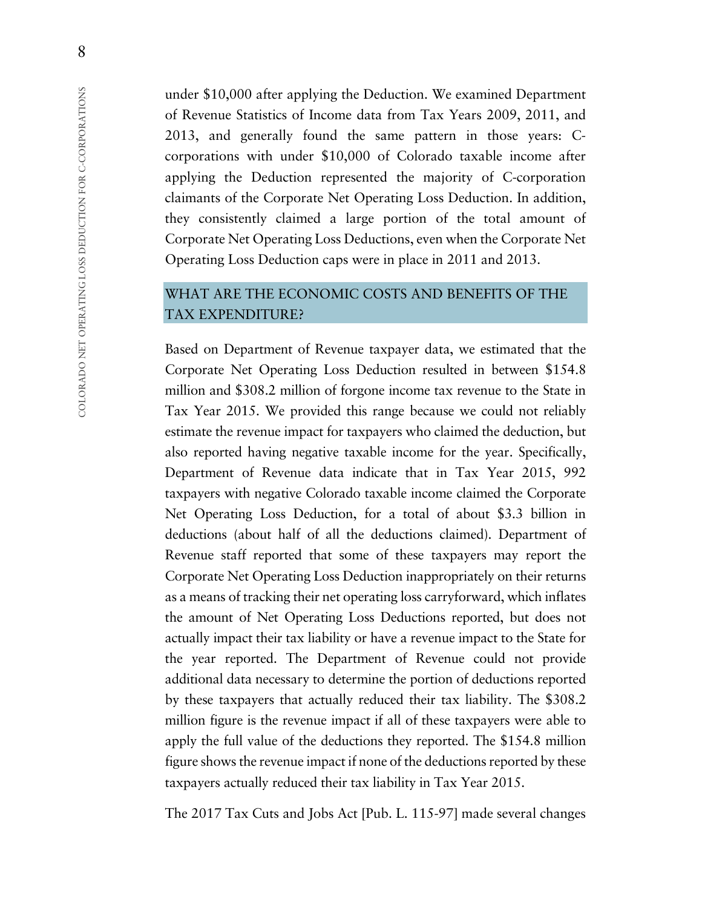under $10,000 after applying the Deduction. We examined Department of Revenue Statistics of Income data from Tax Years 2009, 2011, and 2013, and generally found the same pattern in those years: C-corporations with under $10,000 of Colorado taxable income after applying the Deduction represented the majority of C-corporation claimants of the Corporate Net Operating Loss Deduction. In addition, they consistently claimed a large portion of the total amount of Corporate Net Operating Loss Deductions, even when the Corporate Net Operating Loss Deduction caps were in place in 2011 and 2013.

## WHAT ARE THE ECONOMIC COSTS AND BENEFITS OF THE TAX EXPENDITURE?

Based on Department of Revenue taxpayer data, we estimated that the Corporate Net Operating Loss Deduction resulted in between $154.8 million and $308.2 million of forgone income tax revenue to the State in Tax Year 2015. We provided this range because we could not reliably estimate the revenue impact for taxpayers who claimed the deduction, but also reported having negative taxable income for the year. Specifically, Department of Revenue data indicate that in Tax Year 2015, 992 taxpayers with negative Colorado taxable income claimed the Corporate Net Operating Loss Deduction, for a total of about $3.3 billion in deductions (about half of all the deductions claimed). Department of Revenue staff reported that some of these taxpayers may report the Corporate Net Operating Loss Deduction inappropriately on their returns as a means of tracking their net operating loss carryforward, which inflates the amount of Net Operating Loss Deductions reported, but does not actually impact their tax liability or have a revenue impact to the State for the year reported. The Department of Revenue could not provide additional data necessary to determine the portion of deductions reported by these taxpayers that actually reduced their tax liability. The $308.2 million figure is the revenue impact if all of these taxpayers were able to apply the full value of the deductions they reported. The $154.8 million figure shows the revenue impact if none of the deductions reported by these taxpayers actually reduced their tax liability in Tax Year 2015.

The 2017 Tax Cuts and Jobs Act [Pub. L. 115-97] made several changes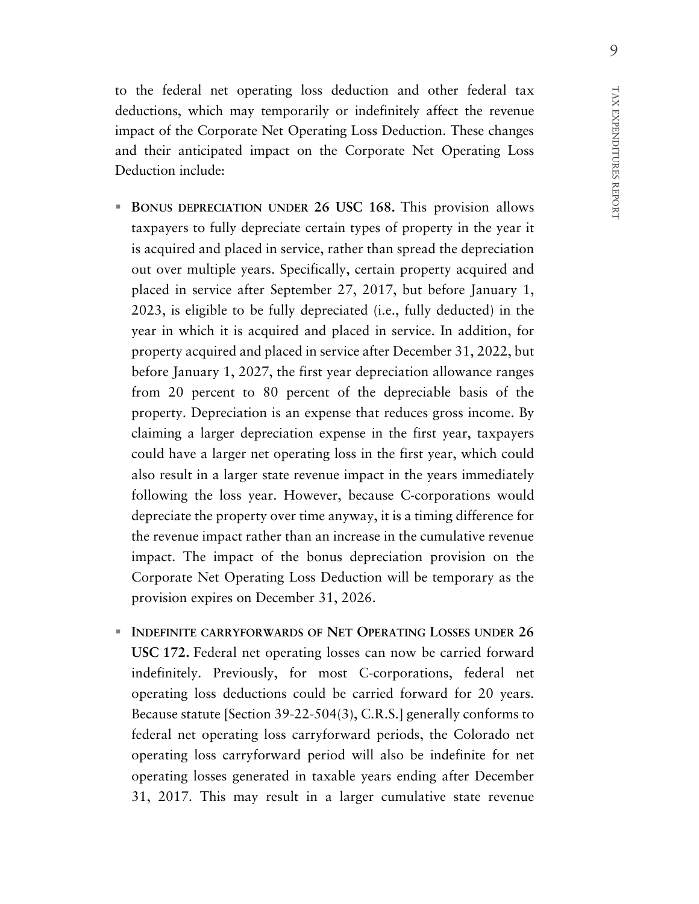to the federal net operating loss deduction and other federal tax deductions, which may temporarily or indefinitely affect the revenue impact of the Corporate Net Operating Loss Deduction. These changes and their anticipated impact on the Corporate Net Operating Loss Deduction include:

- **BONUS DEPRECIATION UNDER 26 USC 168.** This provision allows taxpayers to fully depreciate certain types of property in the year it is acquired and placed in service, rather than spread the depreciation out over multiple years. Specifically, certain property acquired and placed in service after September 27, 2017, but before January 1, 2023, is eligible to be fully depreciated (i.e., fully deducted) in the year in which it is acquired and placed in service. In addition, for property acquired and placed in service after December 31, 2022, but before January 1, 2027, the first year depreciation allowance ranges from 20 percent to 80 percent of the depreciable basis of the property. Depreciation is an expense that reduces gross income. By claiming a larger depreciation expense in the first year, taxpayers could have a larger net operating loss in the first year, which could also result in a larger state revenue impact in the years immediately following the loss year. However, because C-corporations would depreciate the property over time anyway, it is a timing difference for the revenue impact rather than an increase in the cumulative revenue impact. The impact of the bonus depreciation provision on the Corporate Net Operating Loss Deduction will be temporary as the provision expires on December 31, 2026.

- **INDEFINITE CARRYFORWARDS OF NET OPERATING LOSSES UNDER 26 USC 172.** Federal net operating losses can now be carried forward indefinitely. Previously, for most C-corporations, federal net operating loss deductions could be carried forward for 20 years. Because statute [Section 39-22-504(3), C.R.S.] generally conforms to federal net operating loss carryforward periods, the Colorado net operating loss carryforward period will also be indefinite for net operating losses generated in taxable years ending after December 31, 2017. This may result in a larger cumulative state revenue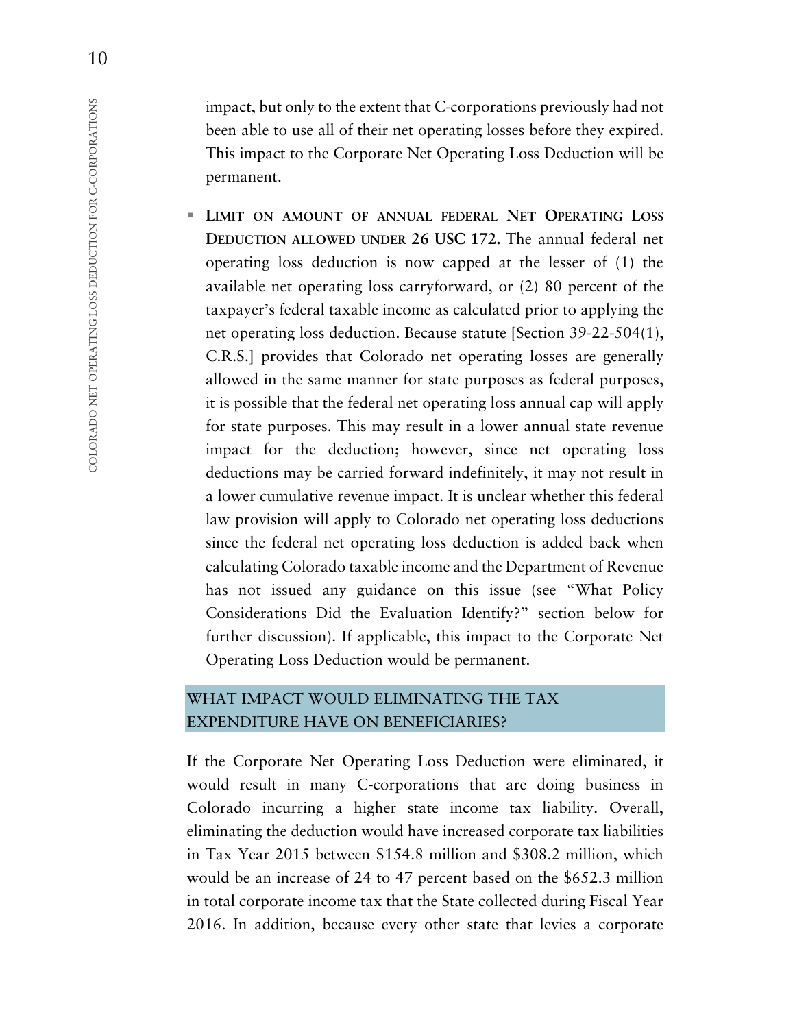impact, but only to the extent that C-corporations previously had not been able to use all of their net operating losses before they expired. This impact to the Corporate Net Operating Loss Deduction will be permanent.

- **LIMIT ON AMOUNT OF ANNUAL FEDERAL NET OPERATING LOSS DEDUCTION ALLOWED UNDER 26 USC 172.** The annual federal net operating loss deduction is now capped at the lesser of (1) the available net operating loss carryforward, or (2) 80 percent of the taxpayer's federal taxable income as calculated prior to applying the net operating loss deduction. Because statute [Section 39-22-504(1), C.R.S.] provides that Colorado net operating losses are generally allowed in the same manner for state purposes as federal purposes, it is possible that the federal net operating loss annual cap will apply for state purposes. This may result in a lower annual state revenue impact for the deduction; however, since net operating loss deductions may be carried forward indefinitely, it may not result in a lower cumulative revenue impact. It is unclear whether this federal law provision will apply to Colorado net operating loss deductions since the federal net operating loss deduction is added back when calculating Colorado taxable income and the Department of Revenue has not issued any guidance on this issue (see "What Policy Considerations Did the Evaluation Identify?" section below for further discussion). If applicable, this impact to the Corporate Net Operating Loss Deduction would be permanent.

## WHAT IMPACT WOULD ELIMINATING THE TAX EXPENDITURE HAVE ON BENEFICIARIES?

If the Corporate Net Operating Loss Deduction were eliminated, it would result in many C-corporations that are doing business in Colorado incurring a higher state income tax liability. Overall, eliminating the deduction would have increased corporate tax liabilities in Tax Year 2015 between $154.8 million and $308.2 million, which would be an increase of 24 to 47 percent based on the $652.3 million in total corporate income tax that the State collected during Fiscal Year 2016. In addition, because every other state that levies a corporate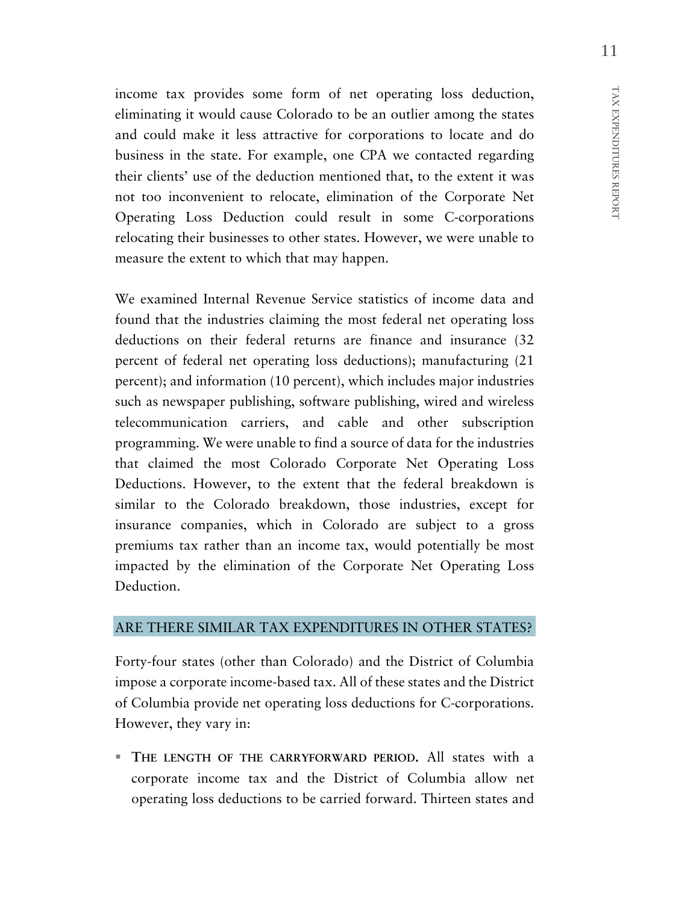income tax provides some form of net operating loss deduction, eliminating it would cause Colorado to be an outlier among the states and could make it less attractive for corporations to locate and do business in the state. For example, one CPA we contacted regarding their clients' use of the deduction mentioned that, to the extent it was not too inconvenient to relocate, elimination of the Corporate Net Operating Loss Deduction could result in some C-corporations relocating their businesses to other states. However, we were unable to measure the extent to which that may happen.

We examined Internal Revenue Service statistics of income data and found that the industries claiming the most federal net operating loss deductions on their federal returns are finance and insurance (32 percent of federal net operating loss deductions); manufacturing (21 percent); and information (10 percent), which includes major industries such as newspaper publishing, software publishing, wired and wireless telecommunication carriers, and cable and other subscription programming. We were unable to find a source of data for the industries that claimed the most Colorado Corporate Net Operating Loss Deductions. However, to the extent that the federal breakdown is similar to the Colorado breakdown, those industries, except for insurance companies, which in Colorado are subject to a gross premiums tax rather than an income tax, would potentially be most impacted by the elimination of the Corporate Net Operating Loss Deduction.

## ARE THERE SIMILAR TAX EXPENDITURES IN OTHER STATES?

Forty-four states (other than Colorado) and the District of Columbia impose a corporate income-based tax. All of these states and the District of Columbia provide net operating loss deductions for C-corporations. However, they vary in:

- **THE LENGTH OF THE CARRYFORWARD PERIOD.** All states with a corporate income tax and the District of Columbia allow net operating loss deductions to be carried forward. Thirteen states and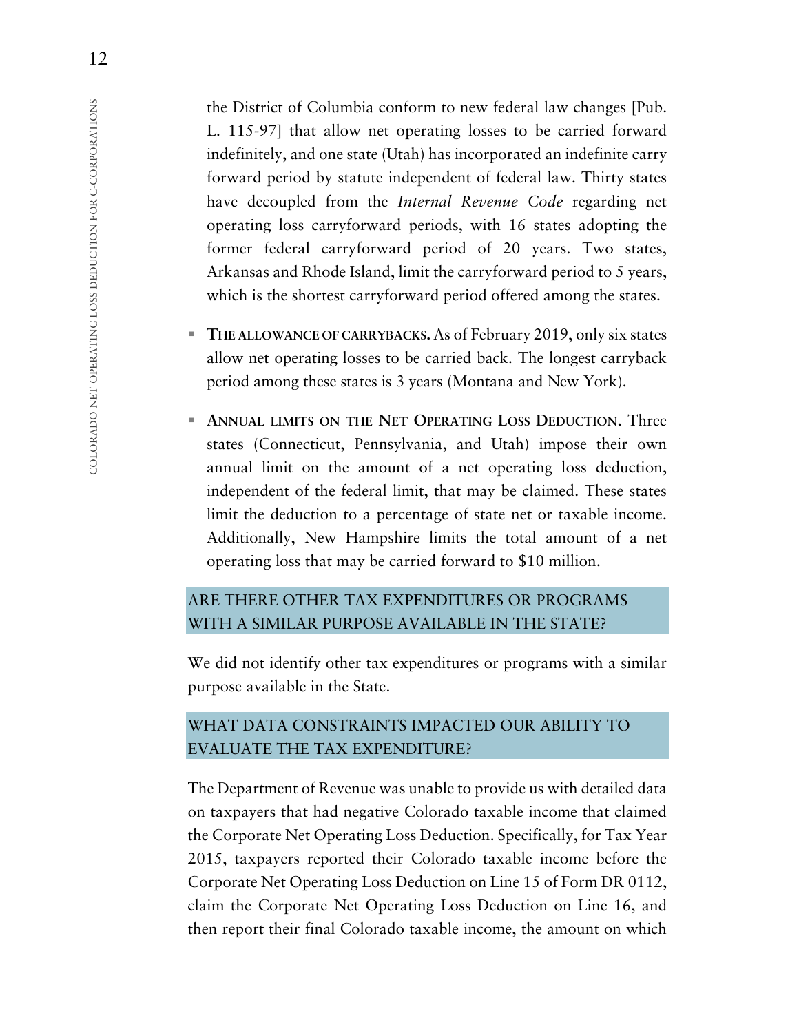the District of Columbia conform to new federal law changes [Pub. L. 115-97] that allow net operating losses to be carried forward indefinitely, and one state (Utah) has incorporated an indefinite carry forward period by statute independent of federal law. Thirty states have decoupled from the *Internal Revenue Code* regarding net operating loss carryforward periods, with 16 states adopting the former federal carryforward period of 20 years. Two states, Arkansas and Rhode Island, limit the carryforward period to 5 years, which is the shortest carryforward period offered among the states.

- **THE ALLOWANCE OF CARRYBACKS.** As of February 2019, only six states allow net operating losses to be carried back. The longest carryback period among these states is 3 years (Montana and New York).

- **ANNUAL LIMITS ON THE NET OPERATING LOSS DEDUCTION.** Three states (Connecticut, Pennsylvania, and Utah) impose their own annual limit on the amount of a net operating loss deduction, independent of the federal limit, that may be claimed. These states limit the deduction to a percentage of state net or taxable income. Additionally, New Hampshire limits the total amount of a net operating loss that may be carried forward to $10 million.

## ARE THERE OTHER TAX EXPENDITURES OR PROGRAMS WITH A SIMILAR PURPOSE AVAILABLE IN THE STATE?

We did not identify other tax expenditures or programs with a similar purpose available in the State.

## WHAT DATA CONSTRAINTS IMPACTED OUR ABILITY TO EVALUATE THE TAX EXPENDITURE?

The Department of Revenue was unable to provide us with detailed data on taxpayers that had negative Colorado taxable income that claimed the Corporate Net Operating Loss Deduction. Specifically, for Tax Year 2015, taxpayers reported their Colorado taxable income before the Corporate Net Operating Loss Deduction on Line 15 of Form DR 0112, claim the Corporate Net Operating Loss Deduction on Line 16, and then report their final Colorado taxable income, the amount on which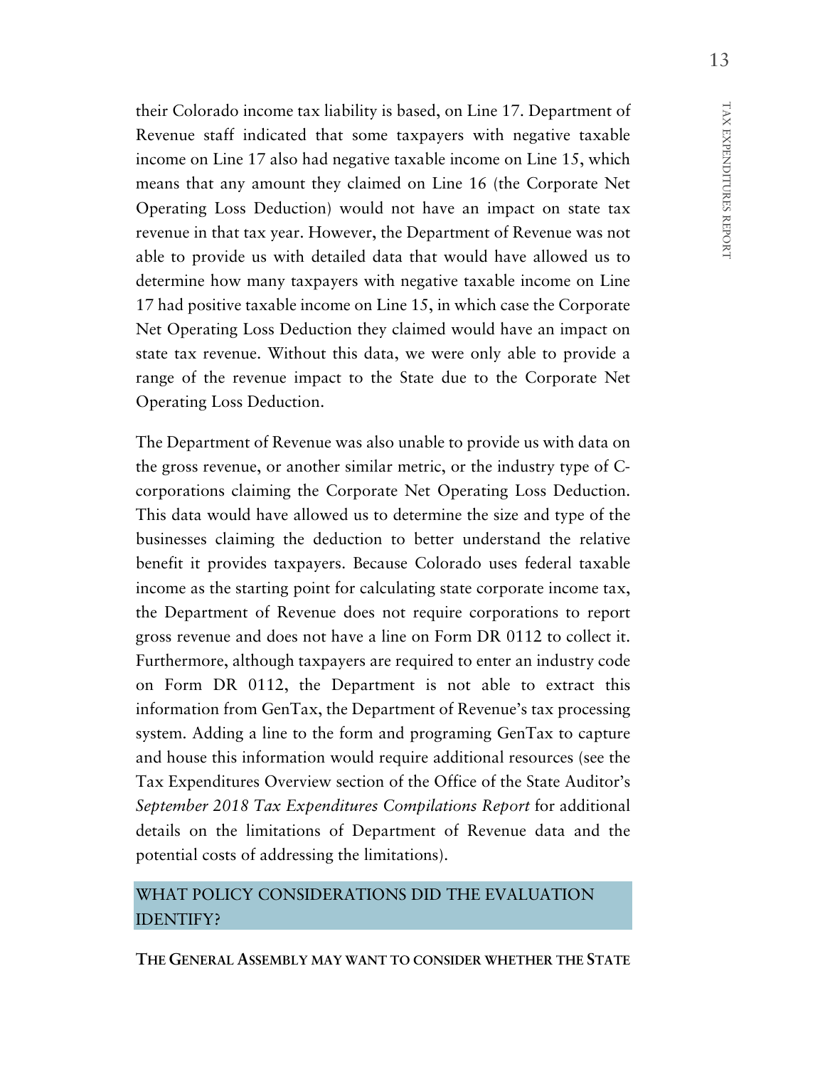their Colorado income tax liability is based, on Line 17. Department of Revenue staff indicated that some taxpayers with negative taxable income on Line 17 also had negative taxable income on Line 15, which means that any amount they claimed on Line 16 (the Corporate Net Operating Loss Deduction) would not have an impact on state tax revenue in that tax year. However, the Department of Revenue was not able to provide us with detailed data that would have allowed us to determine how many taxpayers with negative taxable income on Line 17 had positive taxable income on Line 15, in which case the Corporate Net Operating Loss Deduction they claimed would have an impact on state tax revenue. Without this data, we were only able to provide a range of the revenue impact to the State due to the Corporate Net Operating Loss Deduction.

The Department of Revenue was also unable to provide us with data on the gross revenue, or another similar metric, or the industry type of C-corporations claiming the Corporate Net Operating Loss Deduction. This data would have allowed us to determine the size and type of the businesses claiming the deduction to better understand the relative benefit it provides taxpayers. Because Colorado uses federal taxable income as the starting point for calculating state corporate income tax, the Department of Revenue does not require corporations to report gross revenue and does not have a line on Form DR 0112 to collect it. Furthermore, although taxpayers are required to enter an industry code on Form DR 0112, the Department is not able to extract this information from GenTax, the Department of Revenue's tax processing system. Adding a line to the form and programing GenTax to capture and house this information would require additional resources (see the Tax Expenditures Overview section of the Office of the State Auditor's *September 2018 Tax Expenditures Compilations Report* for additional details on the limitations of Department of Revenue data and the potential costs of addressing the limitations).

## WHAT POLICY CONSIDERATIONS DID THE EVALUATION IDENTIFY?

**THE GENERAL ASSEMBLY MAY WANT TO CONSIDER WHETHER THE STATE**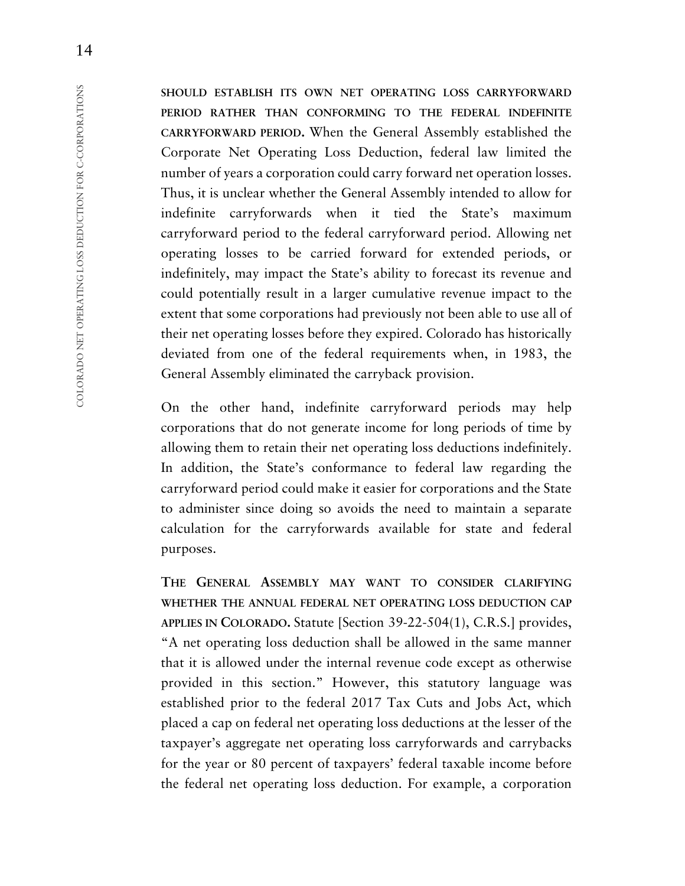**SHOULD ESTABLISH ITS OWN NET OPERATING LOSS CARRYFORWARD PERIOD RATHER THAN CONFORMING TO THE FEDERAL INDEFINITE CARRYFORWARD PERIOD.** When the General Assembly established the Corporate Net Operating Loss Deduction, federal law limited the number of years a corporation could carry forward net operation losses. Thus, it is unclear whether the General Assembly intended to allow for indefinite carryforwards when it tied the State's maximum carryforward period to the federal carryforward period. Allowing net operating losses to be carried forward for extended periods, or indefinitely, may impact the State's ability to forecast its revenue and could potentially result in a larger cumulative revenue impact to the extent that some corporations had previously not been able to use all of their net operating losses before they expired. Colorado has historically deviated from one of the federal requirements when, in 1983, the General Assembly eliminated the carryback provision.

On the other hand, indefinite carryforward periods may help corporations that do not generate income for long periods of time by allowing them to retain their net operating loss deductions indefinitely. In addition, the State's conformance to federal law regarding the carryforward period could make it easier for corporations and the State to administer since doing so avoids the need to maintain a separate calculation for the carryforwards available for state and federal purposes.

**THE GENERAL ASSEMBLY MAY WANT TO CONSIDER CLARIFYING WHETHER THE ANNUAL FEDERAL NET OPERATING LOSS DEDUCTION CAP APPLIES IN COLORADO.** Statute [Section 39-22-504(1), C.R.S.] provides, "A net operating loss deduction shall be allowed in the same manner that it is allowed under the internal revenue code except as otherwise provided in this section." However, this statutory language was established prior to the federal 2017 Tax Cuts and Jobs Act, which placed a cap on federal net operating loss deductions at the lesser of the taxpayer's aggregate net operating loss carryforwards and carrybacks for the year or 80 percent of taxpayers' federal taxable income before the federal net operating loss deduction. For example, a corporation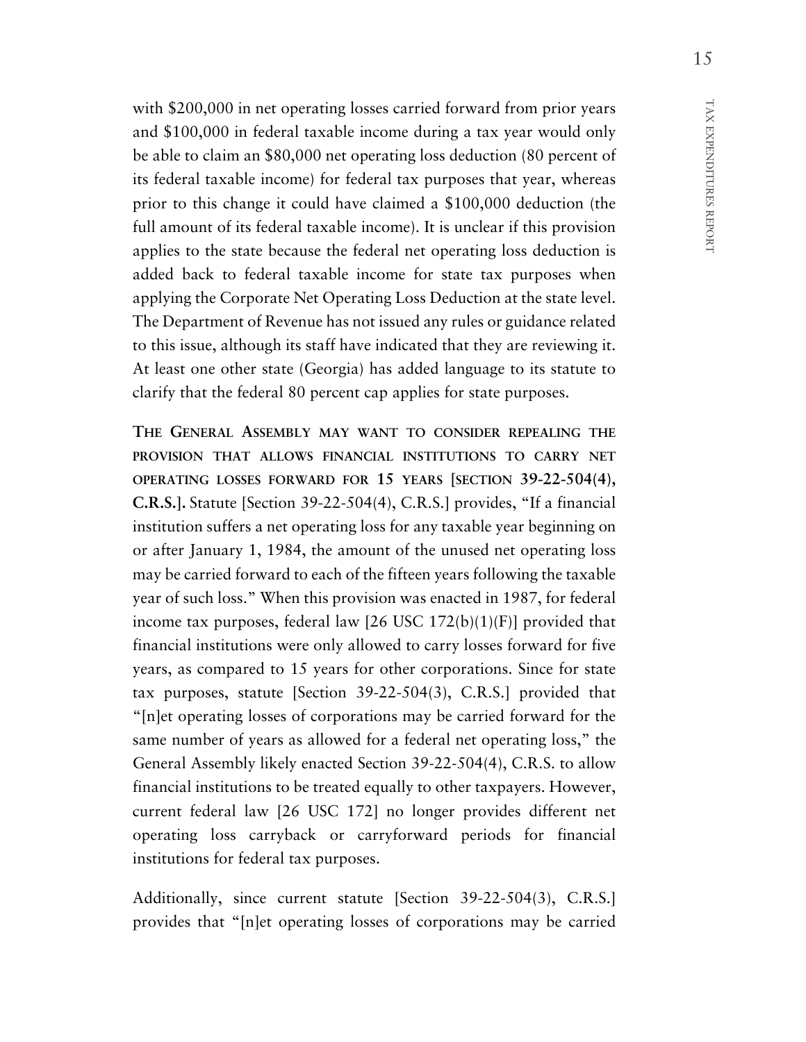with $200,000 in net operating losses carried forward from prior years and $100,000 in federal taxable income during a tax year would only be able to claim an $80,000 net operating loss deduction (80 percent of its federal taxable income) for federal tax purposes that year, whereas prior to this change it could have claimed a $100,000 deduction (the full amount of its federal taxable income). It is unclear if this provision applies to the state because the federal net operating loss deduction is added back to federal taxable income for state tax purposes when applying the Corporate Net Operating Loss Deduction at the state level. The Department of Revenue has not issued any rules or guidance related to this issue, although its staff have indicated that they are reviewing it. At least one other state (Georgia) has added language to its statute to clarify that the federal 80 percent cap applies for state purposes.

**THE GENERAL ASSEMBLY MAY WANT TO CONSIDER REPEALING THE PROVISION THAT ALLOWS FINANCIAL INSTITUTIONS TO CARRY NET OPERATING LOSSES FORWARD FOR 15 YEARS [SECTION 39-22-504(4), C.R.S.].** Statute [Section 39-22-504(4), C.R.S.] provides, "If a financial institution suffers a net operating loss for any taxable year beginning on or after January 1, 1984, the amount of the unused net operating loss may be carried forward to each of the fifteen years following the taxable year of such loss." When this provision was enacted in 1987, for federal income tax purposes, federal law [26 USC 172(b)(1)(F)] provided that financial institutions were only allowed to carry losses forward for five years, as compared to 15 years for other corporations. Since for state tax purposes, statute [Section 39-22-504(3), C.R.S.] provided that "[n]et operating losses of corporations may be carried forward for the same number of years as allowed for a federal net operating loss," the General Assembly likely enacted Section 39-22-504(4), C.R.S. to allow financial institutions to be treated equally to other taxpayers. However, current federal law [26 USC 172] no longer provides different net operating loss carryback or carryforward periods for financial institutions for federal tax purposes.

Additionally, since current statute [Section 39-22-504(3), C.R.S.] provides that "[n]et operating losses of corporations may be carried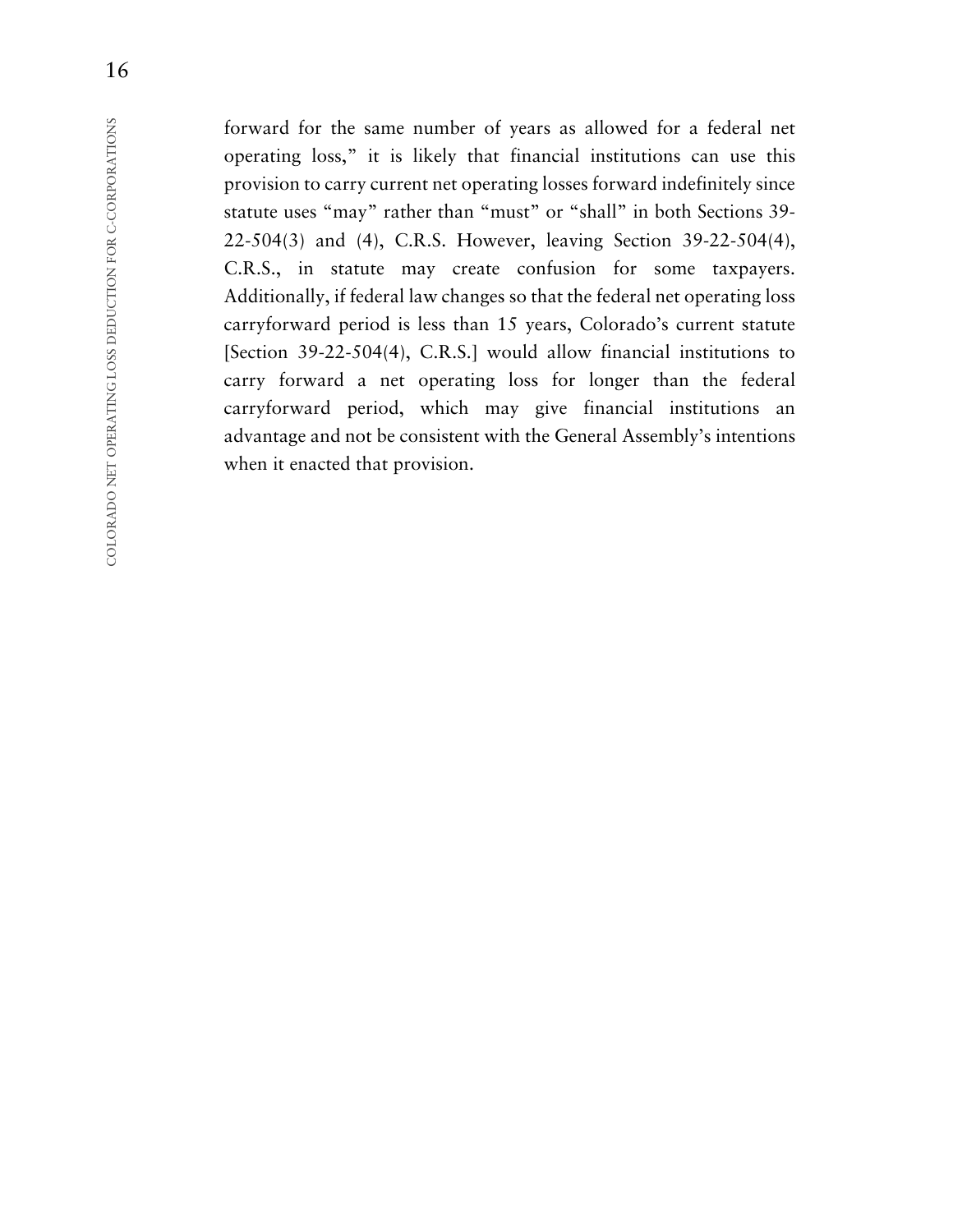forward for the same number of years as allowed for a federal net operating loss," it is likely that financial institutions can use this provision to carry current net operating losses forward indefinitely since statute uses "may" rather than "must" or "shall" in both Sections 39-22-504(3) and (4), C.R.S. However, leaving Section 39-22-504(4), C.R.S., in statute may create confusion for some taxpayers. Additionally, if federal law changes so that the federal net operating loss carryforward period is less than 15 years, Colorado's current statute [Section 39-22-504(4), C.R.S.] would allow financial institutions to carry forward a net operating loss for longer than the federal carryforward period, which may give financial institutions an advantage and not be consistent with the General Assembly's intentions when it enacted that provision.